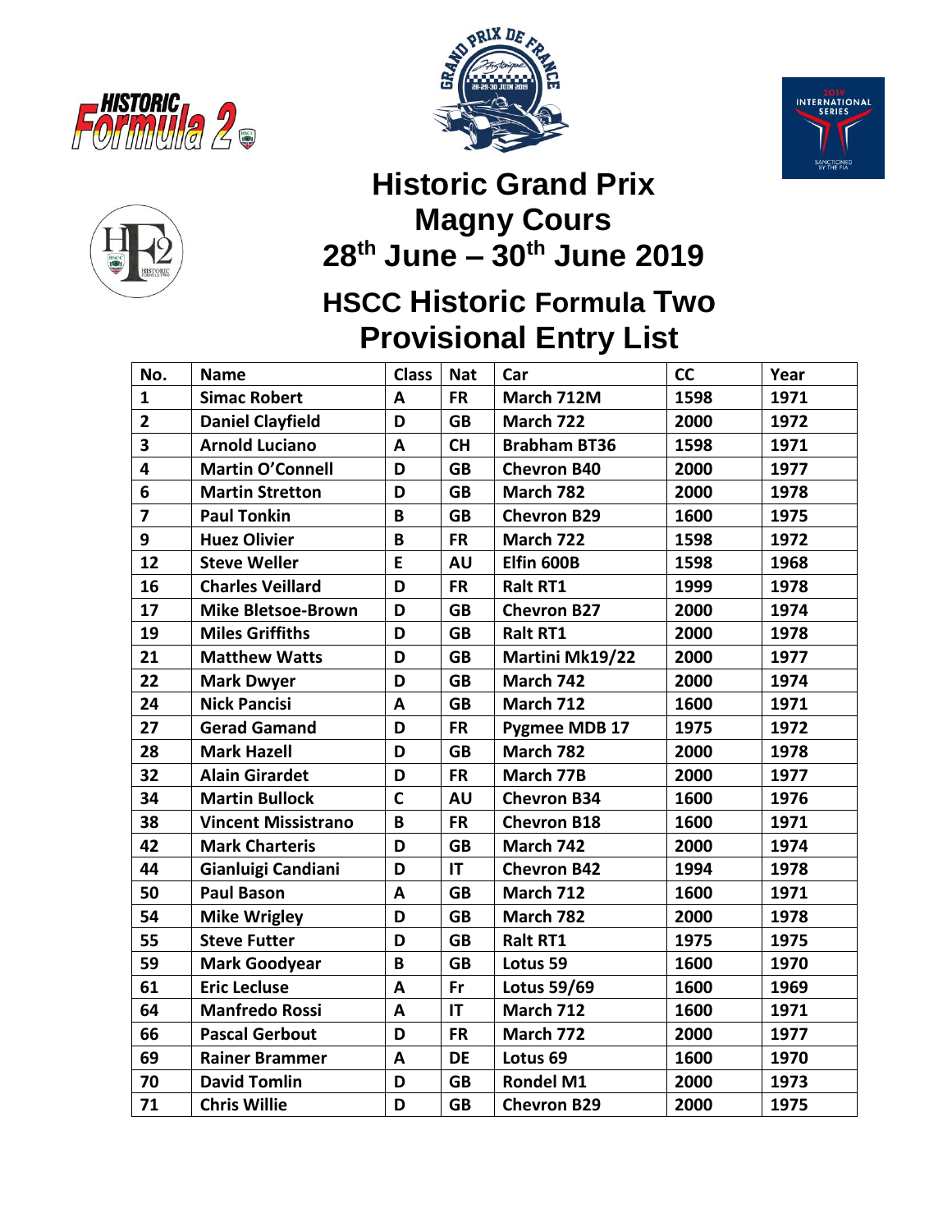# Historic Grand Prix
# Magny Cours
# 28th June – 30th June 2019

## HSCC Historic Formula Two
## Provisional Entry List

| No. | Name | Class | Nat | Car | CC | Year |
|---|---|---|---|---|---|---|
| 1 | Simac Robert | A | FR | March 712M | 1598 | 1971 |
| 2 | Daniel Clayfield | D | GB | March 722 | 2000 | 1972 |
| 3 | Arnold Luciano | A | CH | Brabham BT36 | 1598 | 1971 |
| 4 | Martin O'Connell | D | GB | Chevron B40 | 2000 | 1977 |
| 6 | Martin Stretton | D | GB | March 782 | 2000 | 1978 |
| 7 | Paul Tonkin | B | GB | Chevron B29 | 1600 | 1975 |
| 9 | Huez Olivier | B | FR | March 722 | 1598 | 1972 |
| 12 | Steve Weller | E | AU | Elfin 600B | 1598 | 1968 |
| 16 | Charles Veillard | D | FR | Ralt RT1 | 1999 | 1978 |
| 17 | Mike Bletsoe-Brown | D | GB | Chevron B27 | 2000 | 1974 |
| 19 | Miles Griffiths | D | GB | Ralt RT1 | 2000 | 1978 |
| 21 | Matthew Watts | D | GB | Martini Mk19/22 | 2000 | 1977 |
| 22 | Mark Dwyer | D | GB | March 742 | 2000 | 1974 |
| 24 | Nick Pancisi | A | GB | March 712 | 1600 | 1971 |
| 27 | Gerad Gamand | D | FR | Pygmee MDB 17 | 1975 | 1972 |
| 28 | Mark Hazell | D | GB | March 782 | 2000 | 1978 |
| 32 | Alain Girardet | D | FR | March 77B | 2000 | 1977 |
| 34 | Martin Bullock | C | AU | Chevron B34 | 1600 | 1976 |
| 38 | Vincent Missistrano | B | FR | Chevron B18 | 1600 | 1971 |
| 42 | Mark Charteris | D | GB | March 742 | 2000 | 1974 |
| 44 | Gianluigi Candiani | D | IT | Chevron B42 | 1994 | 1978 |
| 50 | Paul Bason | A | GB | March 712 | 1600 | 1971 |
| 54 | Mike Wrigley | D | GB | March 782 | 2000 | 1978 |
| 55 | Steve Futter | D | GB | Ralt RT1 | 1975 | 1975 |
| 59 | Mark Goodyear | B | GB | Lotus 59 | 1600 | 1970 |
| 61 | Eric Lecluse | A | Fr | Lotus 59/69 | 1600 | 1969 |
| 64 | Manfredo Rossi | A | IT | March 712 | 1600 | 1971 |
| 66 | Pascal Gerbout | D | FR | March 772 | 2000 | 1977 |
| 69 | Rainer Brammer | A | DE | Lotus 69 | 1600 | 1970 |
| 70 | David Tomlin | D | GB | Rondel M1 | 2000 | 1973 |
| 71 | Chris Willie | D | GB | Chevron B29 | 2000 | 1975 |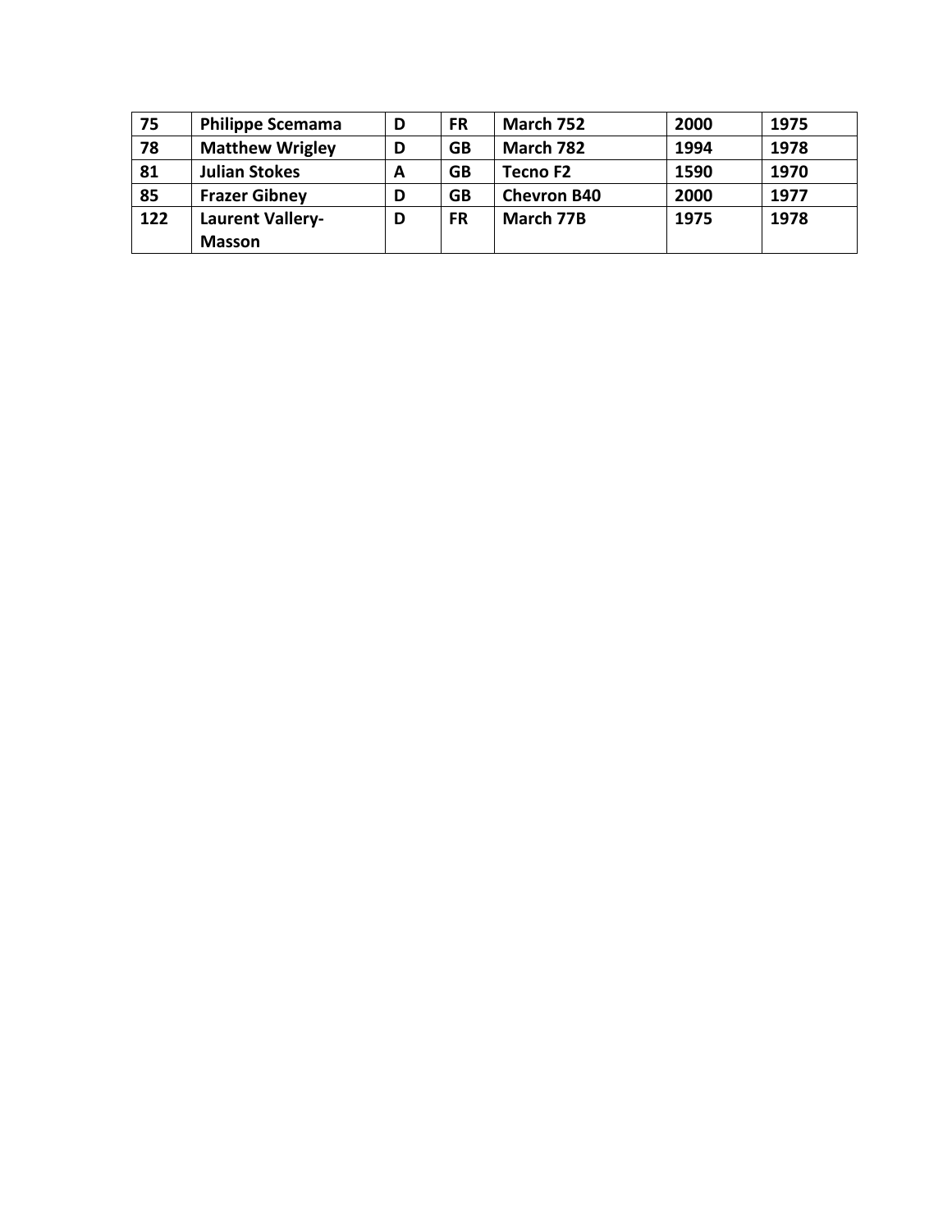| | | | | | | |
|---|---|---|---|---|---|---|
| **75** | **Philippe Scemama** | **D** | **FR** | **March 752** | **2000** | **1975** |
| **78** | **Matthew Wrigley** | **D** | **GB** | **March 782** | **1994** | **1978** |
| **81** | **Julian Stokes** | **A** | **GB** | **Tecno F2** | **1590** | **1970** |
| **85** | **Frazer Gibney** | **D** | **GB** | **Chevron B40** | **2000** | **1977** |
| **122** | **Laurent Vallery-Masson** | **D** | **FR** | **March 77B** | **1975** | **1978** |